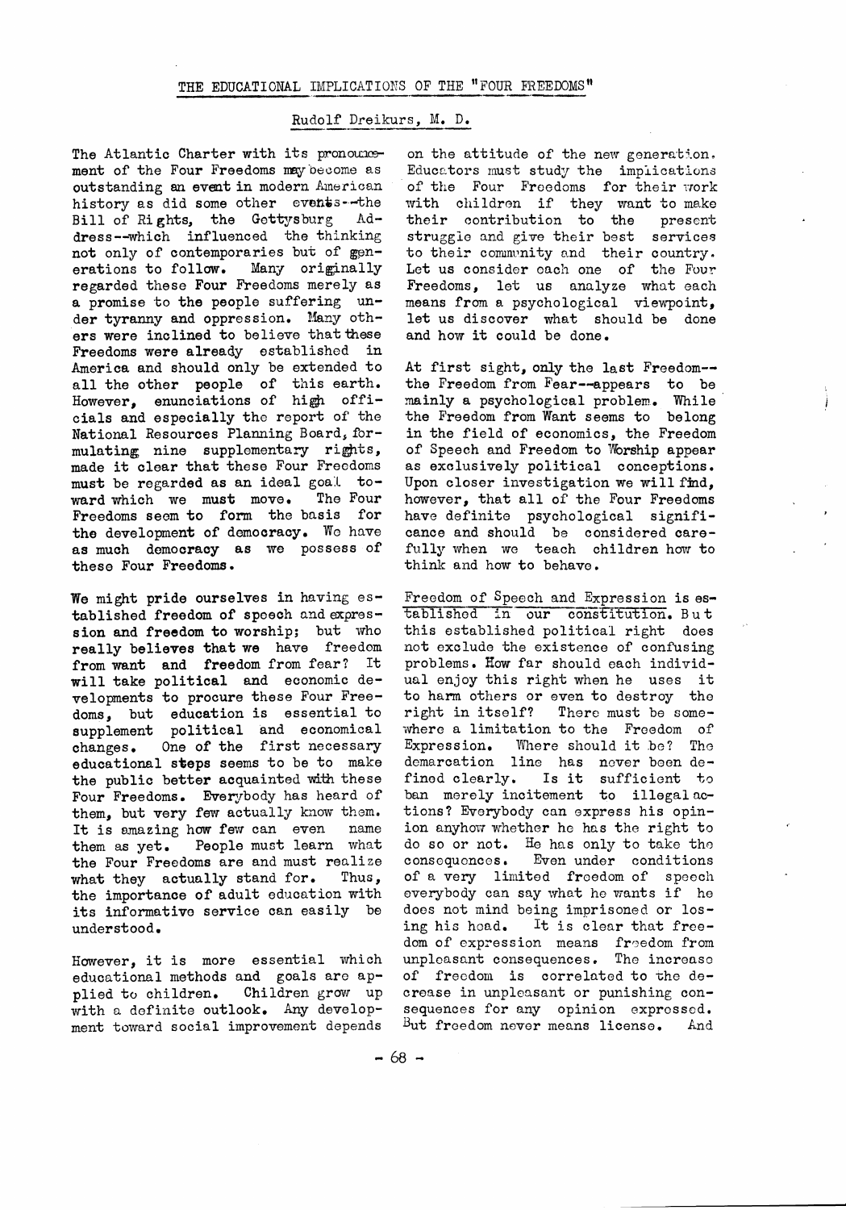# THE EDUCATIONAL IMPLICATIONS OF THE "FOUR FREEDOMS"

Rudolf Dreikurs, M. D.

The Atlantic Charter with its pronouncement of the Four Freedoms may become as outstanding an event in modern American history as did some other events--the Bill of Rights, the Gettysburg Address--which influenced the thinking not only of contemporaries but of generations to follow. Many originally regarded these Four Freedoms merely as a promise to the people suffering under tyranny and oppression. Many others were inclined to believe that these Freedoms were already established in America and should only be extended to all the other people of this earth. However, enunciations of high officials and especially the report of the National Resources Planning Board, formulating nine supplementary rights, made it clear that these Four Freedoms must be regarded as an ideal goal toward which we must move. The Four Freedoms seem to form the basis for the development of democracy. We have as much democracy as we possess of these Four Freedoms.

We might pride ourselves in having established freedom of speech and expression and freedom to worship; but who really believes that we have freedom from want and freedom from fear? It will take political and economic developments to procure these Four Freedoms, but education is essential to supplement political and economical changes. One of the first necessary educational steps seems to be to make the public better acquainted with these Four Freedoms. Everybody has heard of them, but very few actually know them. It is amazing how few can even name them as yet. People must learn what the Four Freedoms are and must realize what they actually stand for. Thus, the importance of adult education with its informative service can easily be understood.

However, it is more essential which educational methods and goals are applied to children. Children grow up with a definite outlook. Any development toward social improvement depends on the attitude of the new generation. Educators must study the implications of the Four Freedoms for their work with children if they want to make their contribution to the present struggle and give their best services to their community and their country. Let us consider each one of the Four Freedoms, let us analyze what each means from a psychological viewpoint, let us discover what should be done and how it could be done.

At first sight, only the last Freedom--the Freedom from Fear--appears to be mainly a psychological problem. While the Freedom from Want seems to belong in the field of economics, the Freedom of Speech and Freedom to Worship appear as exclusively political conceptions. Upon closer investigation we will find, however, that all of the Four Freedoms have definite psychological significance and should be considered carefully when we teach children how to think and how to behave.

Freedom of Speech and Expression is established in our constitution. But this established political right does not exclude the existence of confusing problems. How far should each individual enjoy this right when he uses it to harm others or even to destroy the right in itself? There must be somewhere a limitation to the Freedom of Expression. Where should it be? The demarcation line has never been defined clearly. Is it sufficient to ban merely incitement to illegal actions? Everybody can express his opinion anyhow whether he has the right to do so or not. He has only to take the consequences. Even under conditions of a very limited freedom of speech everybody can say what he wants if he does not mind being imprisoned or losing his head. It is clear that freedom of expression means freedom from unpleasant consequences. The increase of freedom is correlated to the decrease in unpleasant or punishing consequences for any opinion expressed. But freedom never means license. And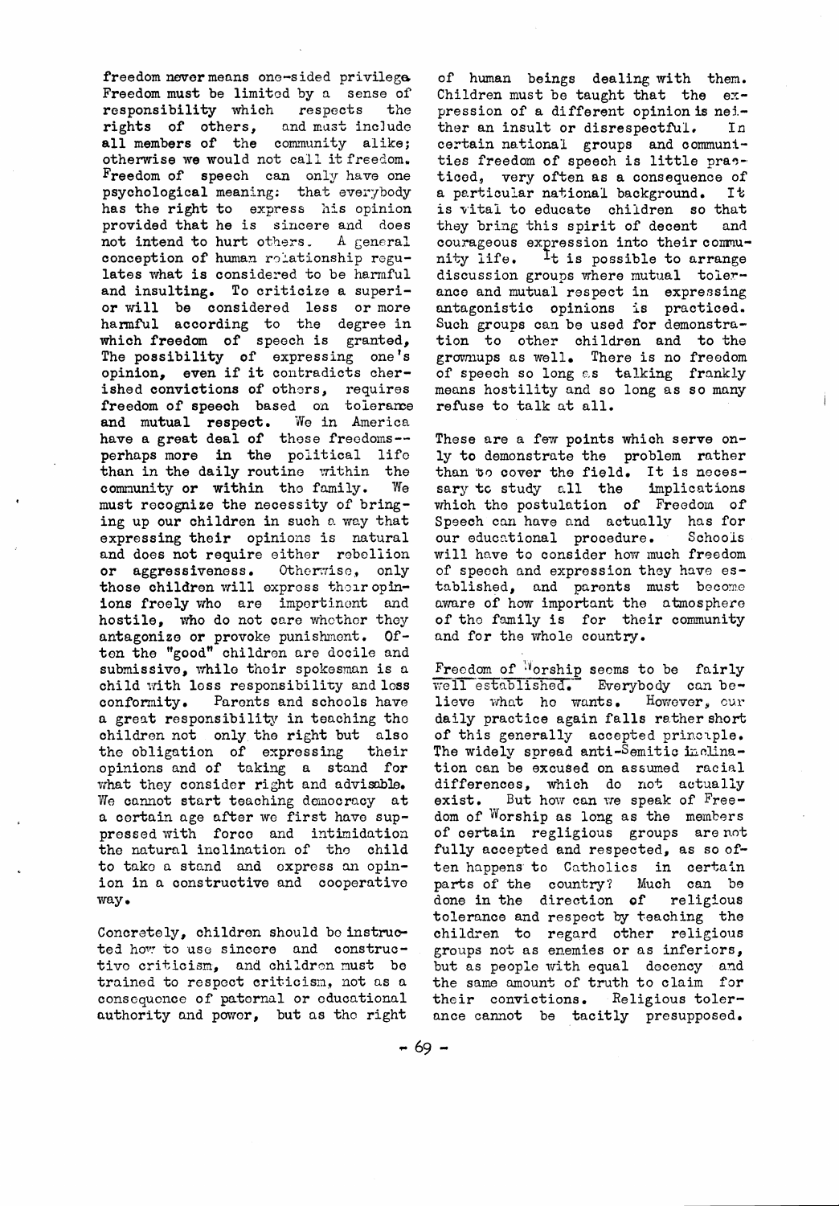freedom never means one-sided privilege. Freedom must be limited by a sense of responsibility which respects the rights of others, and must include all members of the community alike; otherwise we would not call it freedom. Freedom of speech can only have one psychological meaning: that everybody has the right to express his opinion provided that he is sincere and does not intend to hurt others. A general conception of human relationship regulates what is considered to be harmful and insulting. To criticize a superior will be considered less or more harmful according to the degree in which freedom of speech is granted. The possibility of expressing one's opinion, even if it contradicts cherished convictions of others, requires freedom of speech based on tolerance and mutual respect. We in America have a great deal of those freedoms--perhaps more in the political life than in the daily routine within the community or within the family. We must recognize the necessity of bringing up our children in such a way that expressing their opinions is natural and does not require either rebellion or aggressiveness. Otherwise, only those children will express their opinions freely who are impertinent and hostile, who do not care whether they antagonize or provoke punishment. Often the "good" children are docile and submissive, while their spokesman is a child with less responsibility and less conformity. Parents and schools have a great responsibility in teaching the children not only the right but also the obligation of expressing their opinions and of taking a stand for what they consider right and advisable. We cannot start teaching democracy at a certain age after we first have suppressed with force and intimidation the natural inclination of the child to take a stand and express an opinion in a constructive and cooperative way.

Concretely, children should be instructed how to use sincere and constructive criticism, and children must be trained to respect criticism, not as a consequence of paternal or educational authority and power, but as the right of human beings dealing with them. Children must be taught that the expression of a different opinion is neither an insult or disrespectful. In certain national groups and communities freedom of speech is little practiced, very often as a consequence of a particular national background. It is vital to educate children so that they bring this spirit of decent and courageous expression into their community life. It is possible to arrange discussion groups where mutual tolerance and mutual respect in expressing antagonistic opinions is practiced. Such groups can be used for demonstration to other children and to the grownups as well. There is no freedom of speech so long as talking frankly means hostility and so long as so many refuse to talk at all.

These are a few points which serve only to demonstrate the problem rather than to cover the field. It is necessary to study all the implications which the postulation of Freedom of Speech can have and actually has for our educational procedure. Schools will have to consider how much freedom of speech and expression they have established, and parents must become aware of how important the atmosphere of the family is for their community and for the whole country.

<u>Freedom of Worship</u> seems to be fairly well established. Everybody can believe what he wants. However, our daily practice again falls rather short of this generally accepted principle. The widely spread anti-Semitic inclination can be excused on assumed racial differences, which do not actually exist. But how can we speak of Freedom of Worship as long as the members of certain regligious groups are not fully accepted and respected, as so often happens to Catholics in certain parts of the country? Much can be done in the direction of religious tolerance and respect by teaching the children to regard other religious groups not as enemies or as inferiors, but as people with equal decency and the same amount of truth to claim for their convictions. Religious tolerance cannot be tacitly presupposed.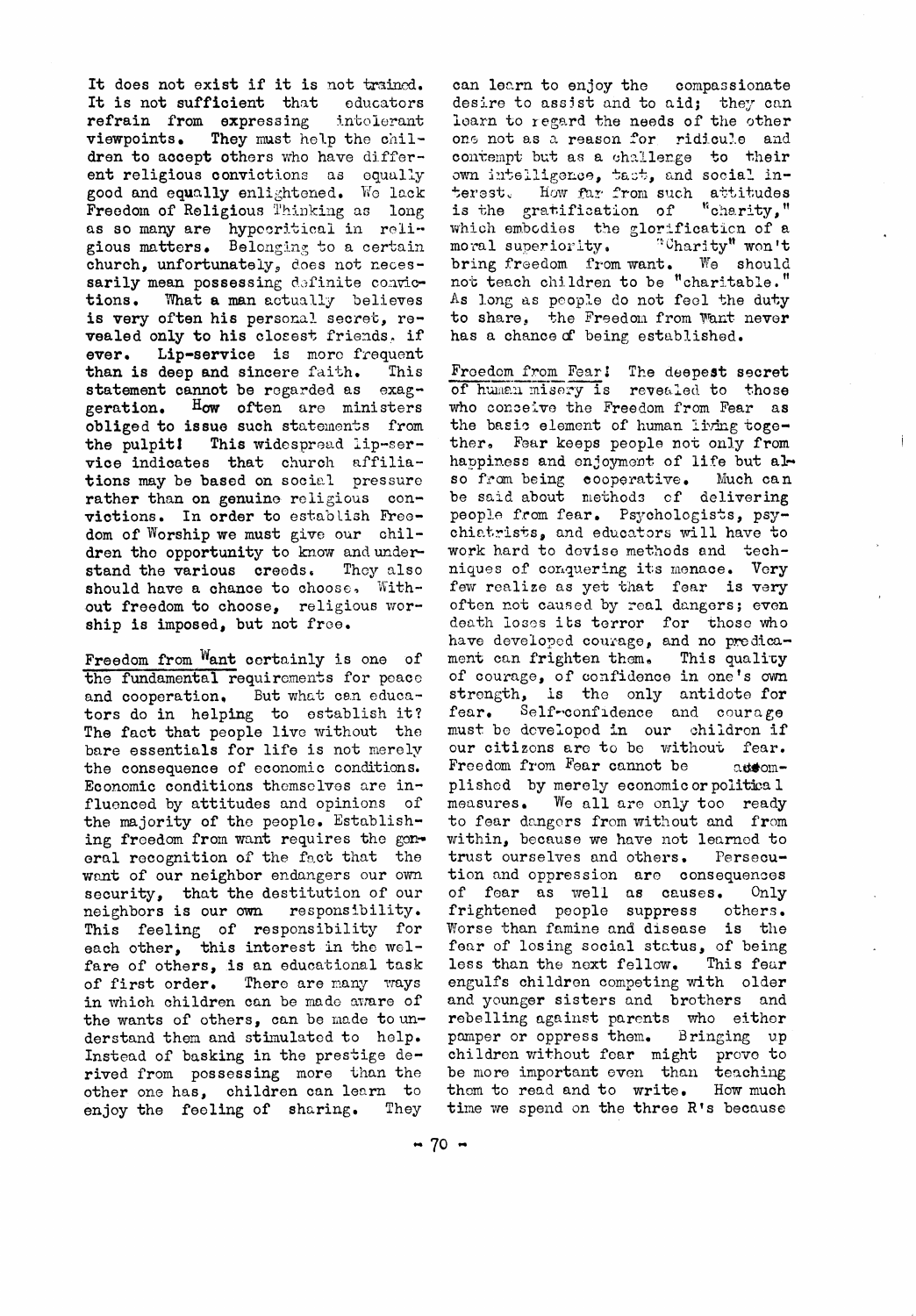It does not exist if it is not trained. It is not sufficient that educators refrain from expressing intolerant viewpoints. They must help the children to accept others who have different religious convictions as equally good and equally enlightened. We lack Freedom of Religious Thinking as long as so many are hypocritical in religious matters. Belonging to a certain church, unfortunately, does not necessarily mean possessing definite convictions. What a man actually believes is very often his personal secret, revealed only to his closest friends, if ever. Lip-service is more frequent than is deep and sincere faith. This statement cannot be regarded as exaggeration. How often are ministers obliged to issue such statements from the pulpit! This widespread lip-service indicates that church affiliations may be based on social pressure rather than on genuine religious convictions. In order to establish Freedom of Worship we must give our children the opportunity to know and understand the various creeds. They also should have a chance to choose. Without freedom to choose, religious worship is imposed, but not free.

Freedom from Want certainly is one of the fundamental requirements for peace and cooperation. But what can educators do in helping to establish it? The fact that people live without the bare essentials for life is not merely the consequence of economic conditions. Economic conditions themselves are influenced by attitudes and opinions of the majority of the people. Establishing freedom from want requires the general recognition of the fact that the want of our neighbor endangers our own security, that the destitution of our neighbors is our own responsibility. This feeling of responsibility for each other, this interest in the welfare of others, is an educational task of first order. There are many ways in which children can be made aware of the wants of others, can be made to understand them and stimulated to help. Instead of basking in the prestige derived from possessing more than the other one has, children can learn to enjoy the feeling of sharing. They can learn to enjoy the compassionate desire to assist and to aid; they can learn to regard the needs of the other one not as a reason for ridicule and contempt but as a challenge to their own intelligence, tact, and social interest. How far from such attitudes is the gratification of "charity," which embodies the glorification of a moral superiority. "Charity" won't bring freedom from want. We should not teach children to be "charitable." As long as people do not feel the duty to share, the Freedom from Want never has a chance of being established.

Freedom from Fear! The deepest secret of human misery is revealed to those who conceive the Freedom from Fear as the basic element of human living together. Fear keeps people not only from happiness and enjoyment of life but also from being cooperative. Much can be said about methods of delivering people from fear. Psychologists, psychiatrists, and educators will have to work hard to devise methods and techniques of conquering its menace. Very few realize as yet that fear is very often not caused by real dangers; even death loses its terror for those who have developed courage, and no predicament can frighten them. This quality of courage, of confidence in one's own strength, is the only antidote for fear. Self-confidence and courage must be developed in our children if our citizens are to be without fear. Freedom from Fear cannot be accomplished by merely economic or political measures. We all are only too ready to fear dangers from without and from within, because we have not learned to trust ourselves and others. Persecution and oppression are consequences of fear as well as causes. Only frightened people suppress others. Worse than famine and disease is the fear of losing social status, of being less than the next fellow. This fear engulfs children competing with older and younger sisters and brothers and rebelling against parents who either pamper or oppress them. Bringing up children without fear might prove to be more important even than teaching them to read and to write. How much time we spend on the three R's because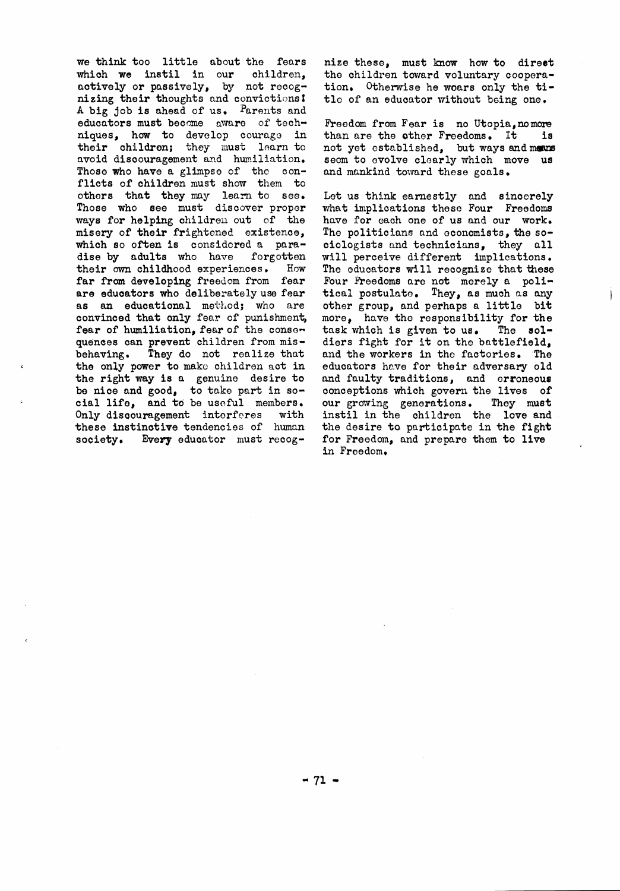we think too little about the fears which we instil in our children, actively or passively, by not recognizing their thoughts and convictions! A big job is ahead of us. Parents and educators must become aware of techniques, how to develop courage in their children; they must learn to avoid discouragement and humiliation. Those who have a glimpse of the conflicts of children must show them to others that they may learn to see. Those who see must discover proper ways for helping children out of the misery of their frightened existence, which so often is considered a paradise by adults who have forgotten their own childhood experiences. How far from developing freedom from fear are educators who deliberately use fear as an educational method; who are convinced that only fear of punishment, fear of humiliation, fear of the consequences can prevent children from misbehaving. They do not realize that the only power to make children act in the right way is a genuine desire to be nice and good, to take part in social life, and to be useful members. Only discouragement interferes with these instinctive tendencies of human society. Every educator must recognize these, must know how to direct the children toward voluntary cooperation. Otherwise he wears only the title of an educator without being one.

Freedom from Fear is no Utopia, no more than are the other Freedoms. It is not yet established, but ways and means seem to evolve clearly which move us and mankind toward these goals.

Let us think earnestly and sincerely what implications these Four Freedoms have for each one of us and our work. The politicians and economists, the sociologists and technicians, they all will perceive different implications. The educators will recognize that these Four Freedoms are not merely a political postulate. They, as much as any other group, and perhaps a little bit more, have the responsibility for the task which is given to us. The soldiers fight for it on the battlefield, and the workers in the factories. The educators have for their adversary old and faulty traditions, and erroneous conceptions which govern the lives of our growing generations. They must instil in the children the love and the desire to participate in the fight for Freedom, and prepare them to live in Freedom.